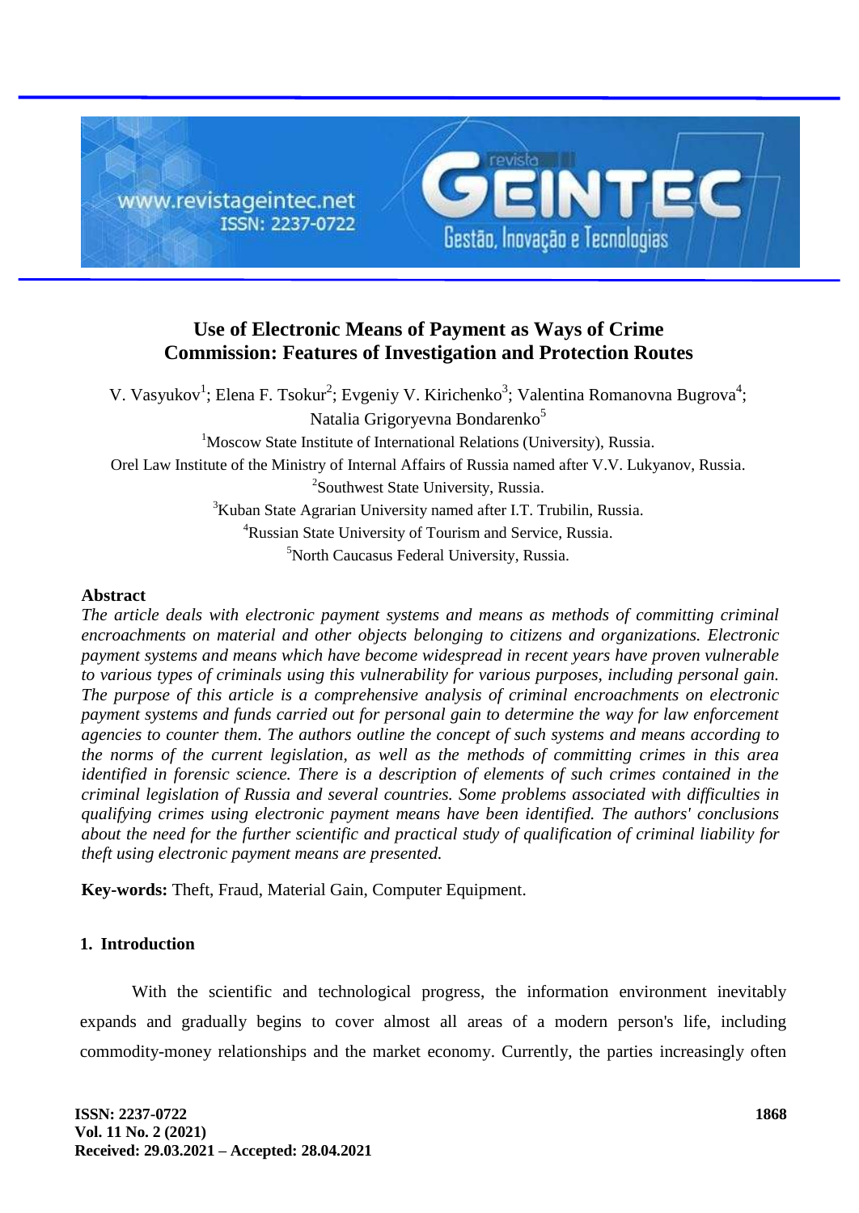# Use of Electronic Means of Payment as Ways of Crime Commission: Features of Investigation and Protection Routes

V. Vasyukov[1]; Elena F. Tsokur[2]; Evgeniy V. Kirichenko[3]; Valentina Romanovna Bugrova[4]; Natalia Grigoryevna Bondarenko[5]

[1]Moscow State Institute of International Relations (University), Russia.
Orel Law Institute of the Ministry of Internal Affairs of Russia named after V.V. Lukyanov, Russia.
[2]Southwest State University, Russia.
[3]Kuban State Agrarian University named after I.T. Trubilin, Russia.
[4]Russian State University of Tourism and Service, Russia.
[5]North Caucasus Federal University, Russia.

## Abstract

*The article deals with electronic payment systems and means as methods of committing criminal encroachments on material and other objects belonging to citizens and organizations. Electronic payment systems and means which have become widespread in recent years have proven vulnerable to various types of criminals using this vulnerability for various purposes, including personal gain. The purpose of this article is a comprehensive analysis of criminal encroachments on electronic payment systems and funds carried out for personal gain to determine the way for law enforcement agencies to counter them. The authors outline the concept of such systems and means according to the norms of the current legislation, as well as the methods of committing crimes in this area identified in forensic science. There is a description of elements of such crimes contained in the criminal legislation of Russia and several countries. Some problems associated with difficulties in qualifying crimes using electronic payment means have been identified. The authors' conclusions about the need for the further scientific and practical study of qualification of criminal liability for theft using electronic payment means are presented.*

**Key-words:** Theft, Fraud, Material Gain, Computer Equipment.

## 1. Introduction

With the scientific and technological progress, the information environment inevitably expands and gradually begins to cover almost all areas of a modern person's life, including commodity-money relationships and the market economy. Currently, the parties increasingly often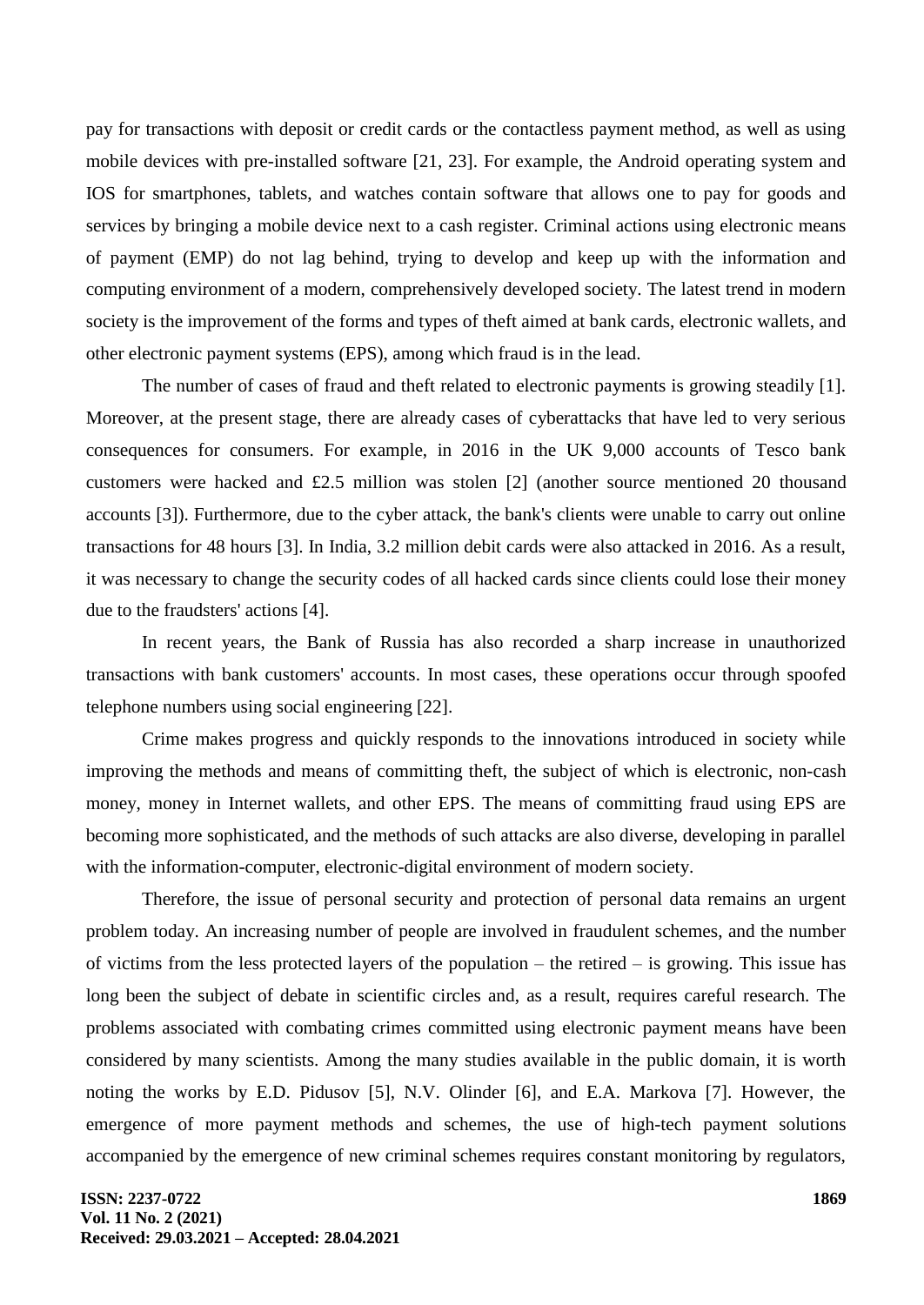pay for transactions with deposit or credit cards or the contactless payment method, as well as using mobile devices with pre-installed software [21, 23]. For example, the Android operating system and IOS for smartphones, tablets, and watches contain software that allows one to pay for goods and services by bringing a mobile device next to a cash register. Criminal actions using electronic means of payment (EMP) do not lag behind, trying to develop and keep up with the information and computing environment of a modern, comprehensively developed society. The latest trend in modern society is the improvement of the forms and types of theft aimed at bank cards, electronic wallets, and other electronic payment systems (EPS), among which fraud is in the lead.

The number of cases of fraud and theft related to electronic payments is growing steadily [1]. Moreover, at the present stage, there are already cases of cyberattacks that have led to very serious consequences for consumers. For example, in 2016 in the UK 9,000 accounts of Tesco bank customers were hacked and £2.5 million was stolen [2] (another source mentioned 20 thousand accounts [3]). Furthermore, due to the cyber attack, the bank's clients were unable to carry out online transactions for 48 hours [3]. In India, 3.2 million debit cards were also attacked in 2016. As a result, it was necessary to change the security codes of all hacked cards since clients could lose their money due to the fraudsters' actions [4].

In recent years, the Bank of Russia has also recorded a sharp increase in unauthorized transactions with bank customers' accounts. In most cases, these operations occur through spoofed telephone numbers using social engineering [22].

Crime makes progress and quickly responds to the innovations introduced in society while improving the methods and means of committing theft, the subject of which is electronic, non-cash money, money in Internet wallets, and other EPS. The means of committing fraud using EPS are becoming more sophisticated, and the methods of such attacks are also diverse, developing in parallel with the information-computer, electronic-digital environment of modern society.

Therefore, the issue of personal security and protection of personal data remains an urgent problem today. An increasing number of people are involved in fraudulent schemes, and the number of victims from the less protected layers of the population – the retired – is growing. This issue has long been the subject of debate in scientific circles and, as a result, requires careful research. The problems associated with combating crimes committed using electronic payment means have been considered by many scientists. Among the many studies available in the public domain, it is worth noting the works by E.D. Pidusov [5], N.V. Olinder [6], and E.A. Markova [7]. However, the emergence of more payment methods and schemes, the use of high-tech payment solutions accompanied by the emergence of new criminal schemes requires constant monitoring by regulators,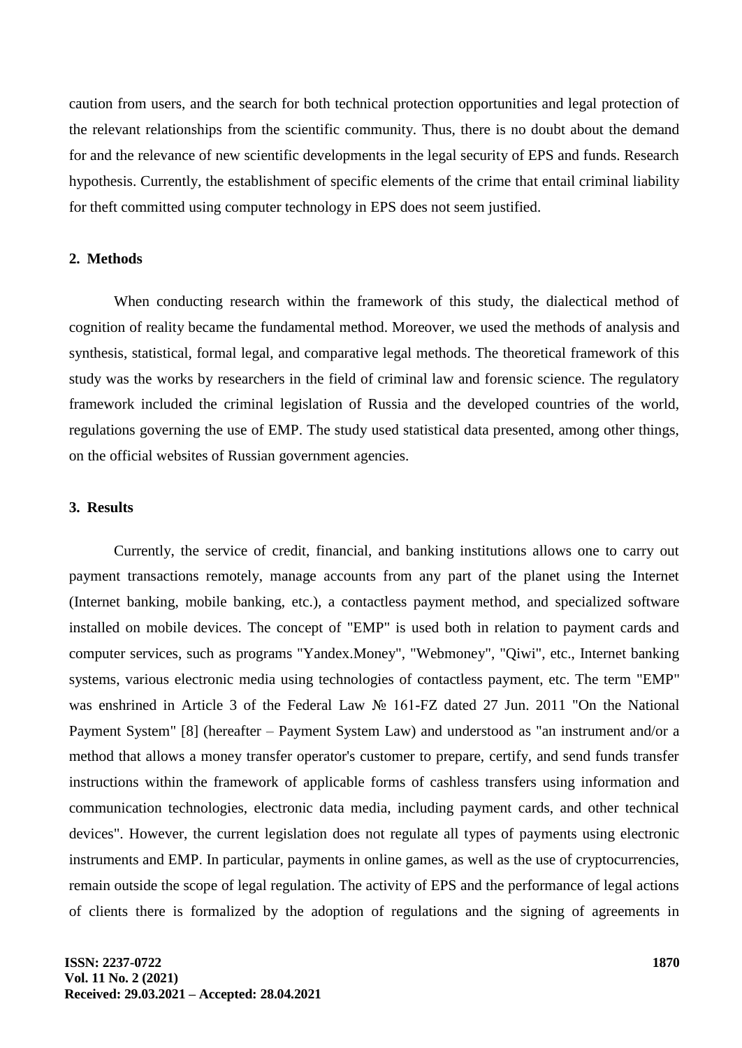caution from users, and the search for both technical protection opportunities and legal protection of the relevant relationships from the scientific community. Thus, there is no doubt about the demand for and the relevance of new scientific developments in the legal security of EPS and funds. Research hypothesis. Currently, the establishment of specific elements of the crime that entail criminal liability for theft committed using computer technology in EPS does not seem justified.

## 2. Methods

When conducting research within the framework of this study, the dialectical method of cognition of reality became the fundamental method. Moreover, we used the methods of analysis and synthesis, statistical, formal legal, and comparative legal methods. The theoretical framework of this study was the works by researchers in the field of criminal law and forensic science. The regulatory framework included the criminal legislation of Russia and the developed countries of the world, regulations governing the use of EMP. The study used statistical data presented, among other things, on the official websites of Russian government agencies.

## 3. Results

Currently, the service of credit, financial, and banking institutions allows one to carry out payment transactions remotely, manage accounts from any part of the planet using the Internet (Internet banking, mobile banking, etc.), a contactless payment method, and specialized software installed on mobile devices. The concept of "EMP" is used both in relation to payment cards and computer services, such as programs "Yandex.Money", "Webmoney", "Qiwi", etc., Internet banking systems, various electronic media using technologies of contactless payment, etc. The term "EMP" was enshrined in Article 3 of the Federal Law № 161-FZ dated 27 Jun. 2011 "On the National Payment System" [8] (hereafter – Payment System Law) and understood as "an instrument and/or a method that allows a money transfer operator's customer to prepare, certify, and send funds transfer instructions within the framework of applicable forms of cashless transfers using information and communication technologies, electronic data media, including payment cards, and other technical devices". However, the current legislation does not regulate all types of payments using electronic instruments and EMP. In particular, payments in online games, as well as the use of cryptocurrencies, remain outside the scope of legal regulation. The activity of EPS and the performance of legal actions of clients there is formalized by the adoption of regulations and the signing of agreements in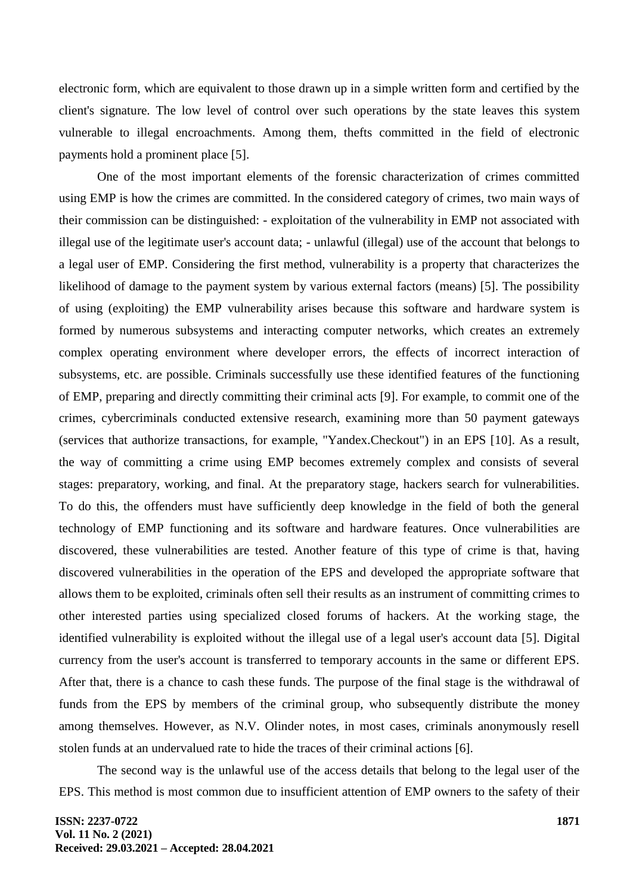electronic form, which are equivalent to those drawn up in a simple written form and certified by the client's signature. The low level of control over such operations by the state leaves this system vulnerable to illegal encroachments. Among them, thefts committed in the field of electronic payments hold a prominent place [5].

One of the most important elements of the forensic characterization of crimes committed using EMP is how the crimes are committed. In the considered category of crimes, two main ways of their commission can be distinguished: - exploitation of the vulnerability in EMP not associated with illegal use of the legitimate user's account data; - unlawful (illegal) use of the account that belongs to a legal user of EMP. Considering the first method, vulnerability is a property that characterizes the likelihood of damage to the payment system by various external factors (means) [5]. The possibility of using (exploiting) the EMP vulnerability arises because this software and hardware system is formed by numerous subsystems and interacting computer networks, which creates an extremely complex operating environment where developer errors, the effects of incorrect interaction of subsystems, etc. are possible. Criminals successfully use these identified features of the functioning of EMP, preparing and directly committing their criminal acts [9]. For example, to commit one of the crimes, cybercriminals conducted extensive research, examining more than 50 payment gateways (services that authorize transactions, for example, "Yandex.Checkout") in an EPS [10]. As a result, the way of committing a crime using EMP becomes extremely complex and consists of several stages: preparatory, working, and final. At the preparatory stage, hackers search for vulnerabilities. To do this, the offenders must have sufficiently deep knowledge in the field of both the general technology of EMP functioning and its software and hardware features. Once vulnerabilities are discovered, these vulnerabilities are tested. Another feature of this type of crime is that, having discovered vulnerabilities in the operation of the EPS and developed the appropriate software that allows them to be exploited, criminals often sell their results as an instrument of committing crimes to other interested parties using specialized closed forums of hackers. At the working stage, the identified vulnerability is exploited without the illegal use of a legal user's account data [5]. Digital currency from the user's account is transferred to temporary accounts in the same or different EPS. After that, there is a chance to cash these funds. The purpose of the final stage is the withdrawal of funds from the EPS by members of the criminal group, who subsequently distribute the money among themselves. However, as N.V. Olinder notes, in most cases, criminals anonymously resell stolen funds at an undervalued rate to hide the traces of their criminal actions [6].

The second way is the unlawful use of the access details that belong to the legal user of the EPS. This method is most common due to insufficient attention of EMP owners to the safety of their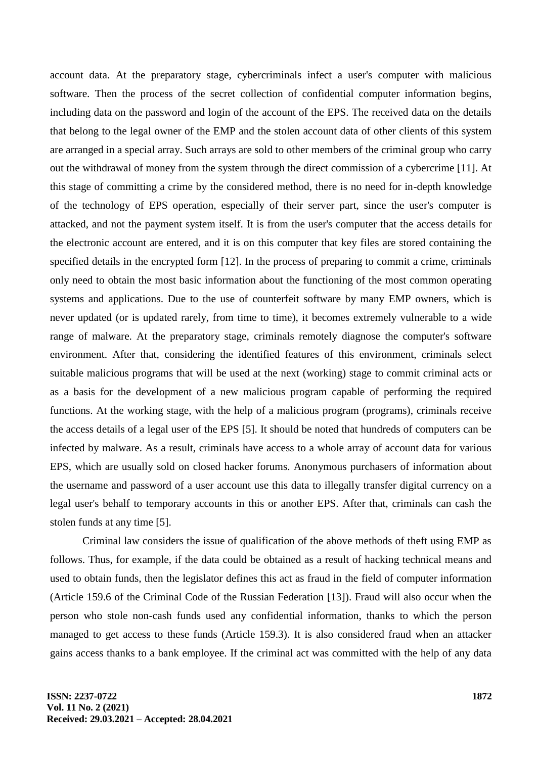account data. At the preparatory stage, cybercriminals infect a user's computer with malicious software. Then the process of the secret collection of confidential computer information begins, including data on the password and login of the account of the EPS. The received data on the details that belong to the legal owner of the EMP and the stolen account data of other clients of this system are arranged in a special array. Such arrays are sold to other members of the criminal group who carry out the withdrawal of money from the system through the direct commission of a cybercrime [11]. At this stage of committing a crime by the considered method, there is no need for in-depth knowledge of the technology of EPS operation, especially of their server part, since the user's computer is attacked, and not the payment system itself. It is from the user's computer that the access details for the electronic account are entered, and it is on this computer that key files are stored containing the specified details in the encrypted form [12]. In the process of preparing to commit a crime, criminals only need to obtain the most basic information about the functioning of the most common operating systems and applications. Due to the use of counterfeit software by many EMP owners, which is never updated (or is updated rarely, from time to time), it becomes extremely vulnerable to a wide range of malware. At the preparatory stage, criminals remotely diagnose the computer's software environment. After that, considering the identified features of this environment, criminals select suitable malicious programs that will be used at the next (working) stage to commit criminal acts or as a basis for the development of a new malicious program capable of performing the required functions. At the working stage, with the help of a malicious program (programs), criminals receive the access details of a legal user of the EPS [5]. It should be noted that hundreds of computers can be infected by malware. As a result, criminals have access to a whole array of account data for various EPS, which are usually sold on closed hacker forums. Anonymous purchasers of information about the username and password of a user account use this data to illegally transfer digital currency on a legal user's behalf to temporary accounts in this or another EPS. After that, criminals can cash the stolen funds at any time [5].

Criminal law considers the issue of qualification of the above methods of theft using EMP as follows. Thus, for example, if the data could be obtained as a result of hacking technical means and used to obtain funds, then the legislator defines this act as fraud in the field of computer information (Article 159.6 of the Criminal Code of the Russian Federation [13]). Fraud will also occur when the person who stole non-cash funds used any confidential information, thanks to which the person managed to get access to these funds (Article 159.3). It is also considered fraud when an attacker gains access thanks to a bank employee. If the criminal act was committed with the help of any data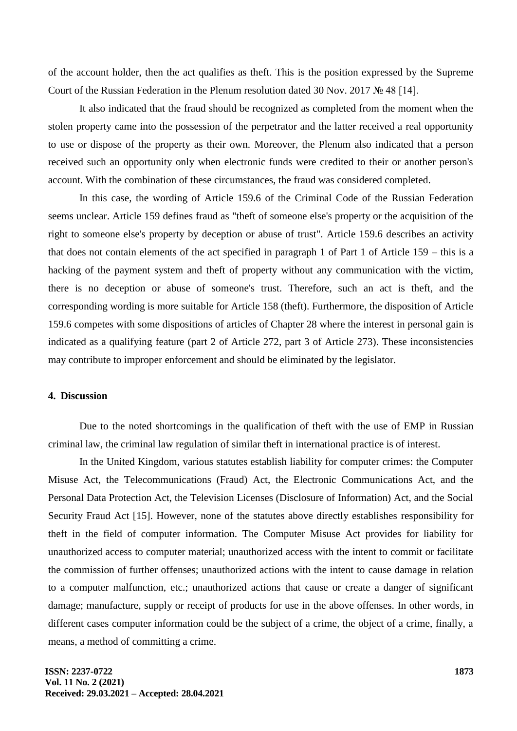of the account holder, then the act qualifies as theft. This is the position expressed by the Supreme Court of the Russian Federation in the Plenum resolution dated 30 Nov. 2017 № 48 [14].

It also indicated that the fraud should be recognized as completed from the moment when the stolen property came into the possession of the perpetrator and the latter received a real opportunity to use or dispose of the property as their own. Moreover, the Plenum also indicated that a person received such an opportunity only when electronic funds were credited to their or another person's account. With the combination of these circumstances, the fraud was considered completed.

In this case, the wording of Article 159.6 of the Criminal Code of the Russian Federation seems unclear. Article 159 defines fraud as "theft of someone else's property or the acquisition of the right to someone else's property by deception or abuse of trust". Article 159.6 describes an activity that does not contain elements of the act specified in paragraph 1 of Part 1 of Article 159 – this is a hacking of the payment system and theft of property without any communication with the victim, there is no deception or abuse of someone's trust. Therefore, such an act is theft, and the corresponding wording is more suitable for Article 158 (theft). Furthermore, the disposition of Article 159.6 competes with some dispositions of articles of Chapter 28 where the interest in personal gain is indicated as a qualifying feature (part 2 of Article 272, part 3 of Article 273). These inconsistencies may contribute to improper enforcement and should be eliminated by the legislator.

## 4. Discussion

Due to the noted shortcomings in the qualification of theft with the use of EMP in Russian criminal law, the criminal law regulation of similar theft in international practice is of interest.

In the United Kingdom, various statutes establish liability for computer crimes: the Computer Misuse Act, the Telecommunications (Fraud) Act, the Electronic Communications Act, and the Personal Data Protection Act, the Television Licenses (Disclosure of Information) Act, and the Social Security Fraud Act [15]. However, none of the statutes above directly establishes responsibility for theft in the field of computer information. The Computer Misuse Act provides for liability for unauthorized access to computer material; unauthorized access with the intent to commit or facilitate the commission of further offenses; unauthorized actions with the intent to cause damage in relation to a computer malfunction, etc.; unauthorized actions that cause or create a danger of significant damage; manufacture, supply or receipt of products for use in the above offenses. In other words, in different cases computer information could be the subject of a crime, the object of a crime, finally, a means, a method of committing a crime.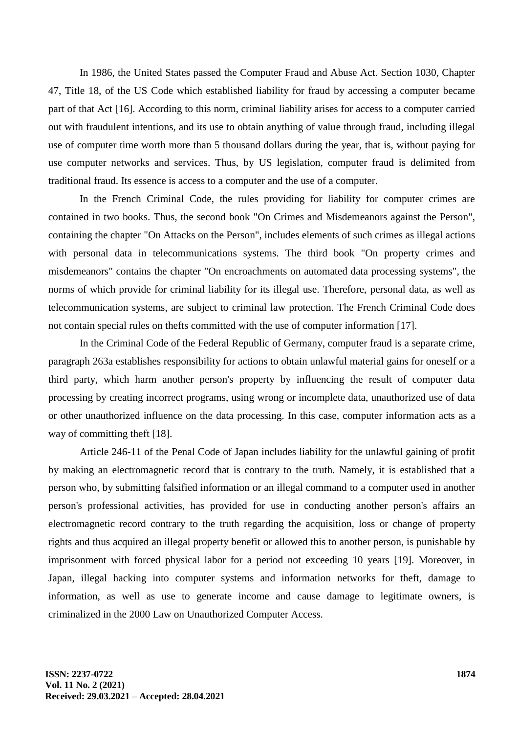In 1986, the United States passed the Computer Fraud and Abuse Act. Section 1030, Chapter 47, Title 18, of the US Code which established liability for fraud by accessing a computer became part of that Act [16]. According to this norm, criminal liability arises for access to a computer carried out with fraudulent intentions, and its use to obtain anything of value through fraud, including illegal use of computer time worth more than 5 thousand dollars during the year, that is, without paying for use computer networks and services. Thus, by US legislation, computer fraud is delimited from traditional fraud. Its essence is access to a computer and the use of a computer.

In the French Criminal Code, the rules providing for liability for computer crimes are contained in two books. Thus, the second book "On Crimes and Misdemeanors against the Person", containing the chapter "On Attacks on the Person", includes elements of such crimes as illegal actions with personal data in telecommunications systems. The third book "On property crimes and misdemeanors" contains the chapter "On encroachments on automated data processing systems", the norms of which provide for criminal liability for its illegal use. Therefore, personal data, as well as telecommunication systems, are subject to criminal law protection. The French Criminal Code does not contain special rules on thefts committed with the use of computer information [17].

In the Criminal Code of the Federal Republic of Germany, computer fraud is a separate crime, paragraph 263a establishes responsibility for actions to obtain unlawful material gains for oneself or a third party, which harm another person's property by influencing the result of computer data processing by creating incorrect programs, using wrong or incomplete data, unauthorized use of data or other unauthorized influence on the data processing. In this case, computer information acts as a way of committing theft [18].

Article 246-11 of the Penal Code of Japan includes liability for the unlawful gaining of profit by making an electromagnetic record that is contrary to the truth. Namely, it is established that a person who, by submitting falsified information or an illegal command to a computer used in another person's professional activities, has provided for use in conducting another person's affairs an electromagnetic record contrary to the truth regarding the acquisition, loss or change of property rights and thus acquired an illegal property benefit or allowed this to another person, is punishable by imprisonment with forced physical labor for a period not exceeding 10 years [19]. Moreover, in Japan, illegal hacking into computer systems and information networks for theft, damage to information, as well as use to generate income and cause damage to legitimate owners, is criminalized in the 2000 Law on Unauthorized Computer Access.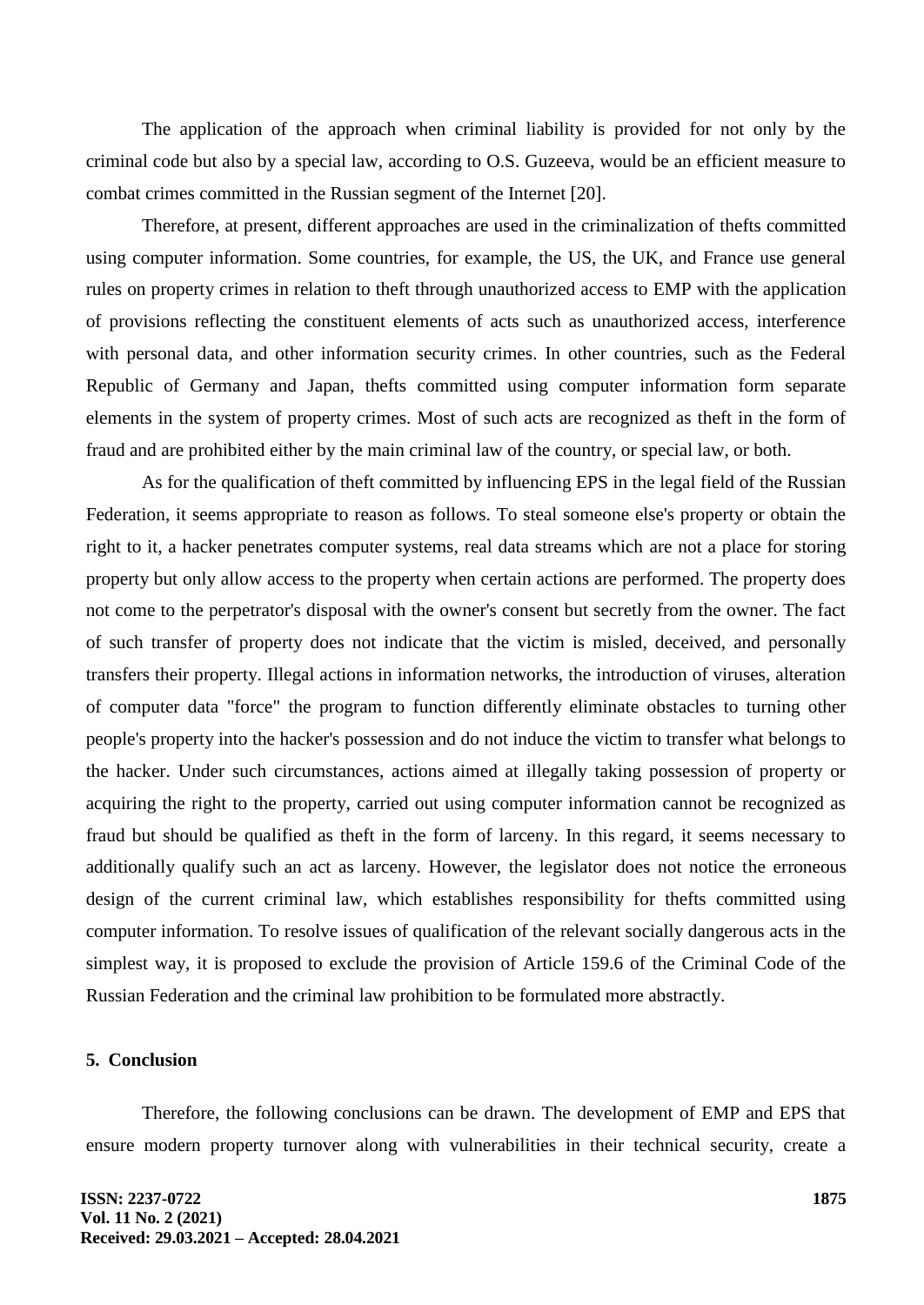The application of the approach when criminal liability is provided for not only by the criminal code but also by a special law, according to O.S. Guzeeva, would be an efficient measure to combat crimes committed in the Russian segment of the Internet [20].

Therefore, at present, different approaches are used in the criminalization of thefts committed using computer information. Some countries, for example, the US, the UK, and France use general rules on property crimes in relation to theft through unauthorized access to EMP with the application of provisions reflecting the constituent elements of acts such as unauthorized access, interference with personal data, and other information security crimes. In other countries, such as the Federal Republic of Germany and Japan, thefts committed using computer information form separate elements in the system of property crimes. Most of such acts are recognized as theft in the form of fraud and are prohibited either by the main criminal law of the country, or special law, or both.

As for the qualification of theft committed by influencing EPS in the legal field of the Russian Federation, it seems appropriate to reason as follows. To steal someone else's property or obtain the right to it, a hacker penetrates computer systems, real data streams which are not a place for storing property but only allow access to the property when certain actions are performed. The property does not come to the perpetrator's disposal with the owner's consent but secretly from the owner. The fact of such transfer of property does not indicate that the victim is misled, deceived, and personally transfers their property. Illegal actions in information networks, the introduction of viruses, alteration of computer data "force" the program to function differently eliminate obstacles to turning other people's property into the hacker's possession and do not induce the victim to transfer what belongs to the hacker. Under such circumstances, actions aimed at illegally taking possession of property or acquiring the right to the property, carried out using computer information cannot be recognized as fraud but should be qualified as theft in the form of larceny. In this regard, it seems necessary to additionally qualify such an act as larceny. However, the legislator does not notice the erroneous design of the current criminal law, which establishes responsibility for thefts committed using computer information. To resolve issues of qualification of the relevant socially dangerous acts in the simplest way, it is proposed to exclude the provision of Article 159.6 of the Criminal Code of the Russian Federation and the criminal law prohibition to be formulated more abstractly.

## 5. Conclusion

Therefore, the following conclusions can be drawn. The development of EMP and EPS that ensure modern property turnover along with vulnerabilities in their technical security, create a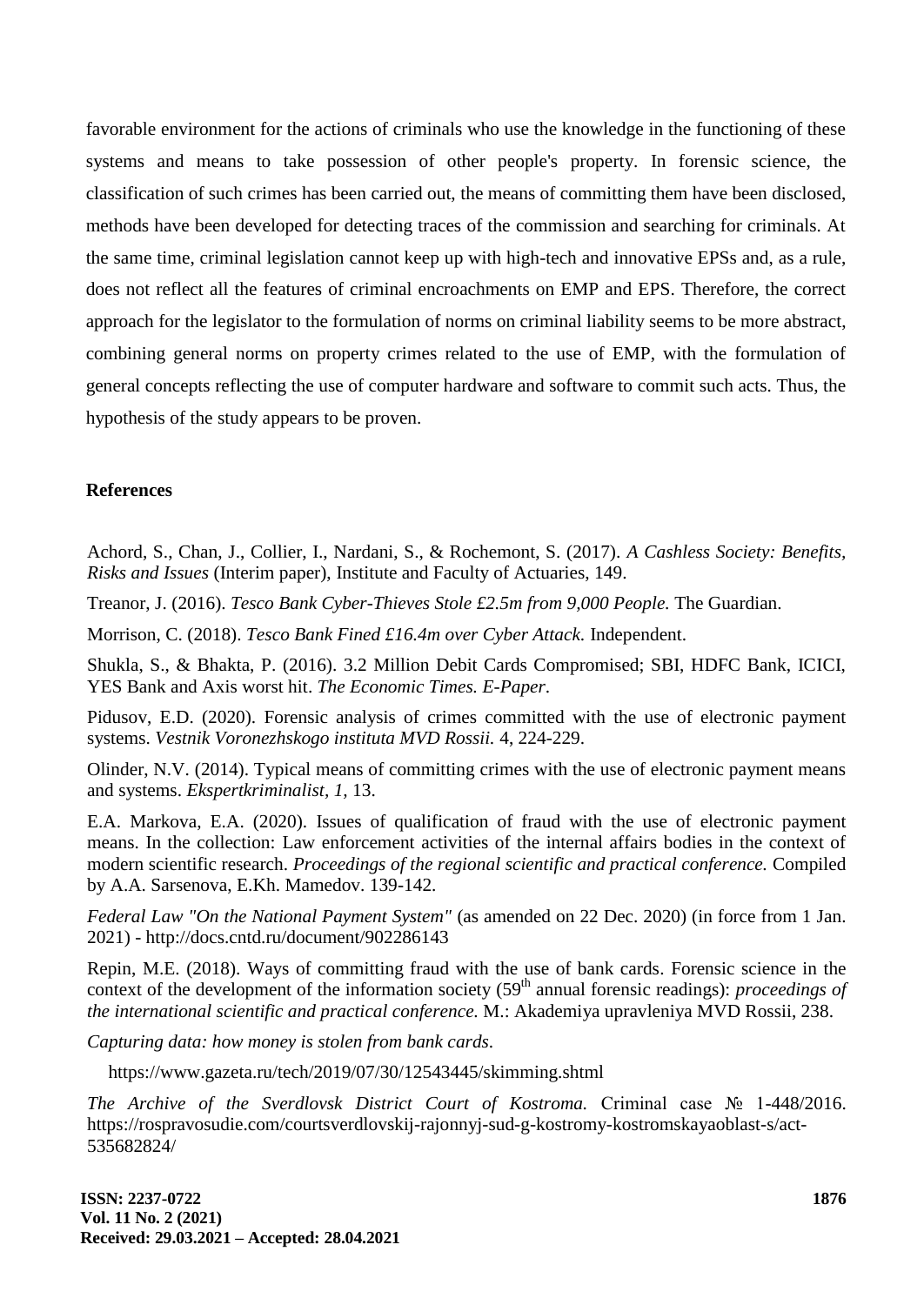favorable environment for the actions of criminals who use the knowledge in the functioning of these systems and means to take possession of other people's property. In forensic science, the classification of such crimes has been carried out, the means of committing them have been disclosed, methods have been developed for detecting traces of the commission and searching for criminals. At the same time, criminal legislation cannot keep up with high-tech and innovative EPSs and, as a rule, does not reflect all the features of criminal encroachments on EMP and EPS. Therefore, the correct approach for the legislator to the formulation of norms on criminal liability seems to be more abstract, combining general norms on property crimes related to the use of EMP, with the formulation of general concepts reflecting the use of computer hardware and software to commit such acts. Thus, the hypothesis of the study appears to be proven.

## References

Achord, S., Chan, J., Collier, I., Nardani, S., & Rochemont, S. (2017). *A Cashless Society: Benefits, Risks and Issues* (Interim paper), Institute and Faculty of Actuaries, 149.

Treanor, J. (2016). *Tesco Bank Cyber-Thieves Stole £2.5m from 9,000 People.* The Guardian.

Morrison, C. (2018). *Tesco Bank Fined £16.4m over Cyber Attack.* Independent.

Shukla, S., & Bhakta, P. (2016). 3.2 Million Debit Cards Compromised; SBI, HDFC Bank, ICICI, YES Bank and Axis worst hit. *The Economic Times. E-Paper*.

Pidusov, E.D. (2020). Forensic analysis of crimes committed with the use of electronic payment systems. *Vestnik Voronezhskogo instituta MVD Rossii.* 4, 224-229.

Olinder, N.V. (2014). Typical means of committing crimes with the use of electronic payment means and systems. *Ekspertkriminalist, 1,* 13.

E.A. Markova, E.A. (2020). Issues of qualification of fraud with the use of electronic payment means. In the collection: Law enforcement activities of the internal affairs bodies in the context of modern scientific research. *Proceedings of the regional scientific and practical conference.* Compiled by A.A. Sarsenova, E.Kh. Mamedov. 139-142.

*Federal Law "On the National Payment System"* (as amended on 22 Dec. 2020) (in force from 1 Jan. 2021) - http://docs.cntd.ru/document/902286143

Repin, M.E. (2018). Ways of committing fraud with the use of bank cards. Forensic science in the context of the development of the information society (59th annual forensic readings): *proceedings of the international scientific and practical conference.* M.: Akademiya upravleniya MVD Rossii, 238.

*Capturing data: how money is stolen from bank cards.*

https://www.gazeta.ru/tech/2019/07/30/12543445/skimming.shtml

*The Archive of the Sverdlovsk District Court of Kostroma.* Criminal case № 1-448/2016. https://rospravosudie.com/courtsverdlovskij-rajonnyj-sud-g-kostromy-kostromskayaoblast-s/act-535682824/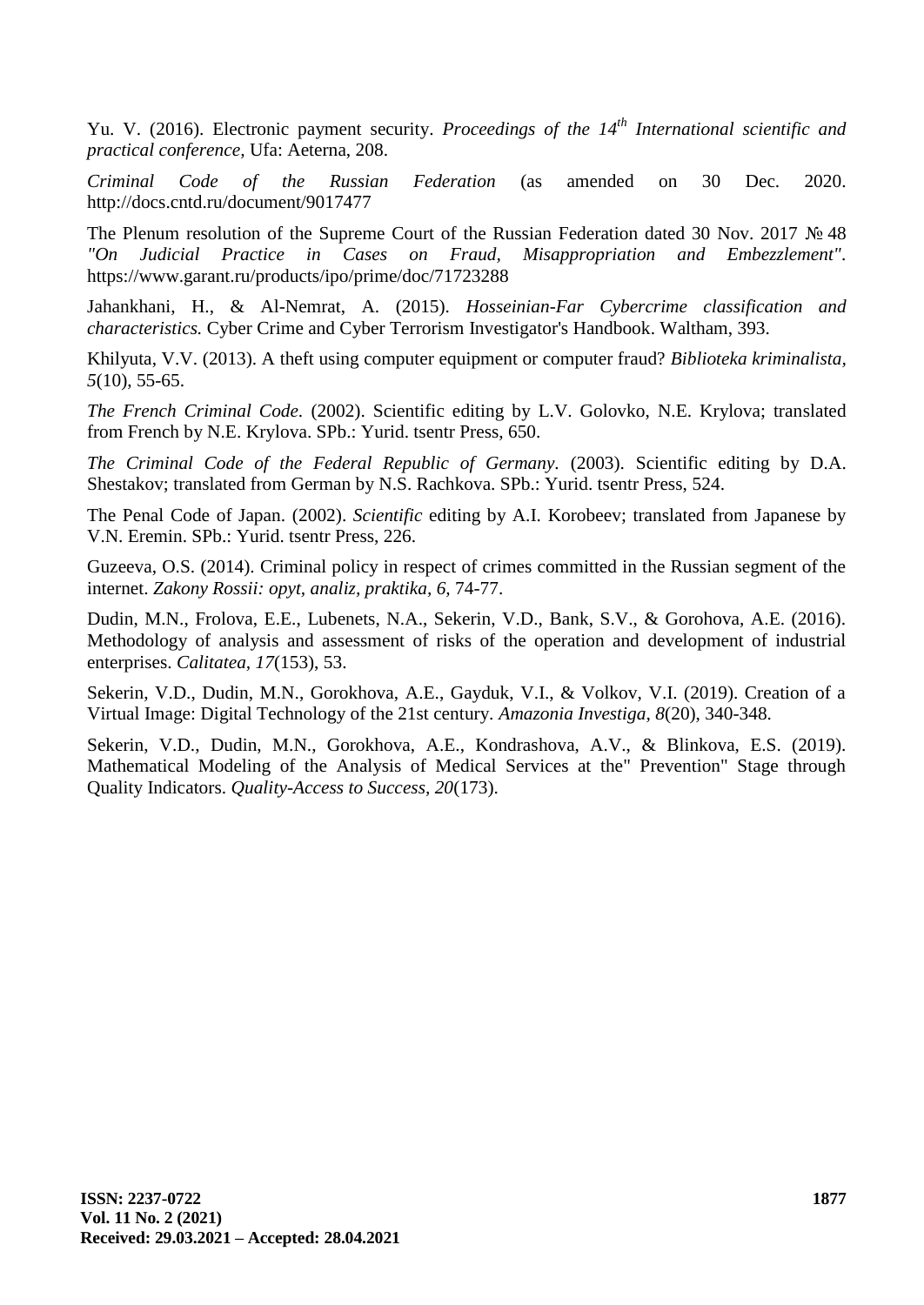Yu. V. (2016). Electronic payment security. *Proceedings of the 14th International scientific and practical conference,* Ufa: Aeterna, 208.

*Criminal Code of the Russian Federation* (as amended on 30 Dec. 2020. http://docs.cntd.ru/document/9017477

The Plenum resolution of the Supreme Court of the Russian Federation dated 30 Nov. 2017 № 48 *"On Judicial Practice in Cases on Fraud, Misappropriation and Embezzlement"*. https://www.garant.ru/products/ipo/prime/doc/71723288

Jahankhani, H., & Al-Nemrat, A. (2015). *Hosseinian-Far Cybercrime classification and characteristics.* Cyber Crime and Cyber Terrorism Investigator's Handbook. Waltham, 393.

Khilyuta, V.V. (2013). A theft using computer equipment or computer fraud? *Biblioteka kriminalista*, *5*(10), 55-65.

*The French Criminal Code*. (2002). Scientific editing by L.V. Golovko, N.E. Krylova; translated from French by N.E. Krylova. SPb.: Yurid. tsentr Press, 650.

*The Criminal Code of the Federal Republic of Germany*. (2003). Scientific editing by D.A. Shestakov; translated from German by N.S. Rachkova. SPb.: Yurid. tsentr Press, 524.

The Penal Code of Japan. (2002). *Scientific* editing by A.I. Korobeev; translated from Japanese by V.N. Eremin. SPb.: Yurid. tsentr Press, 226.

Guzeeva, O.S. (2014). Criminal policy in respect of crimes committed in the Russian segment of the internet. *Zakony Rossii: opyt, analiz, praktika*, *6*, 74-77.

Dudin, M.N., Frolova, E.E., Lubenets, N.A., Sekerin, V.D., Bank, S.V., & Gorohova, A.E. (2016). Methodology of analysis and assessment of risks of the operation and development of industrial enterprises. *Calitatea*, *17*(153), 53.

Sekerin, V.D., Dudin, M.N., Gorokhova, A.E., Gayduk, V.I., & Volkov, V.I. (2019). Creation of a Virtual Image: Digital Technology of the 21st century. *Amazonia Investiga*, *8*(20), 340-348.

Sekerin, V.D., Dudin, M.N., Gorokhova, A.E., Kondrashova, A.V., & Blinkova, E.S. (2019). Mathematical Modeling of the Analysis of Medical Services at the" Prevention" Stage through Quality Indicators. *Quality-Access to Success*, *20*(173).